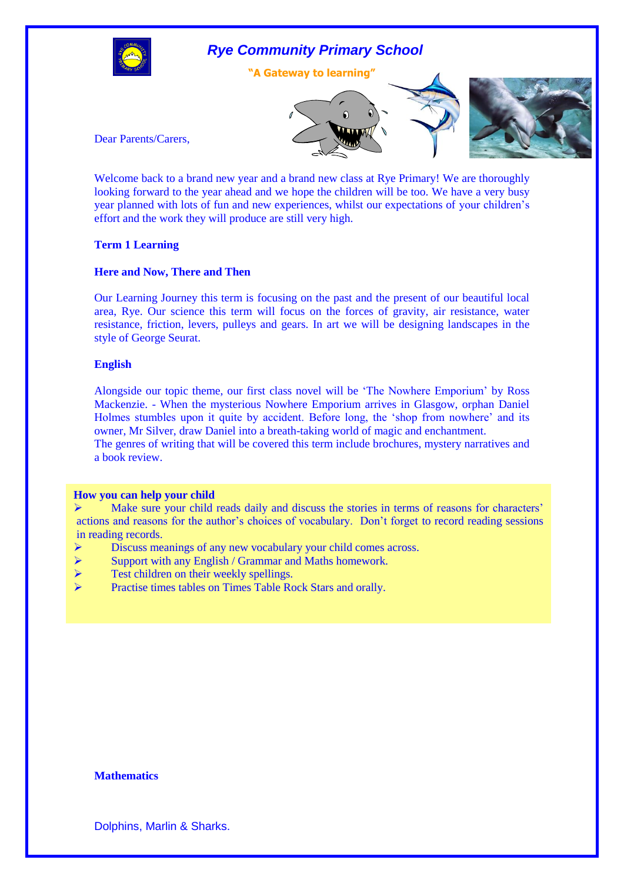# *Rye Community Primary School*

**"A Gateway to learning"**

Dear Parents/Carers,

Welcome back to a brand new year and a brand new class at Rye Primary! We are thoroughly looking forward to the year ahead and we hope the children will be too. We have a very busy year planned with lots of fun and new experiences, whilst our expectations of your children's effort and the work they will produce are still very high.

**Term 1 Learning**

**Here and Now, There and Then**

Our Learning Journey this term is focusing on the past and the present of our beautiful local area, Rye. Our science this term will focus on the forces of gravity, air resistance, water resistance, friction, levers, pulleys and gears. In art we will be designing landscapes in the style of George Seurat.

**English**

Alongside our topic theme, our first class novel will be 'The Nowhere Emporium' by Ross Mackenzie. - When the mysterious Nowhere Emporium arrives in Glasgow, orphan Daniel Holmes stumbles upon it quite by accident. Before long, the 'shop from nowhere' and its owner, Mr Silver, draw Daniel into a breath-taking world of magic and enchantment.
The genres of writing that will be covered this term include brochures, mystery narratives and a book review.

**How you can help your child**

- Make sure your child reads daily and discuss the stories in terms of reasons for characters' actions and reasons for the author's choices of vocabulary. Don't forget to record reading sessions in reading records.
- Discuss meanings of any new vocabulary your child comes across.
- Support with any English / Grammar and Maths homework.
- Test children on their weekly spellings.
- Practise times tables on Times Table Rock Stars and orally.

**Mathematics**

Dolphins, Marlin & Sharks.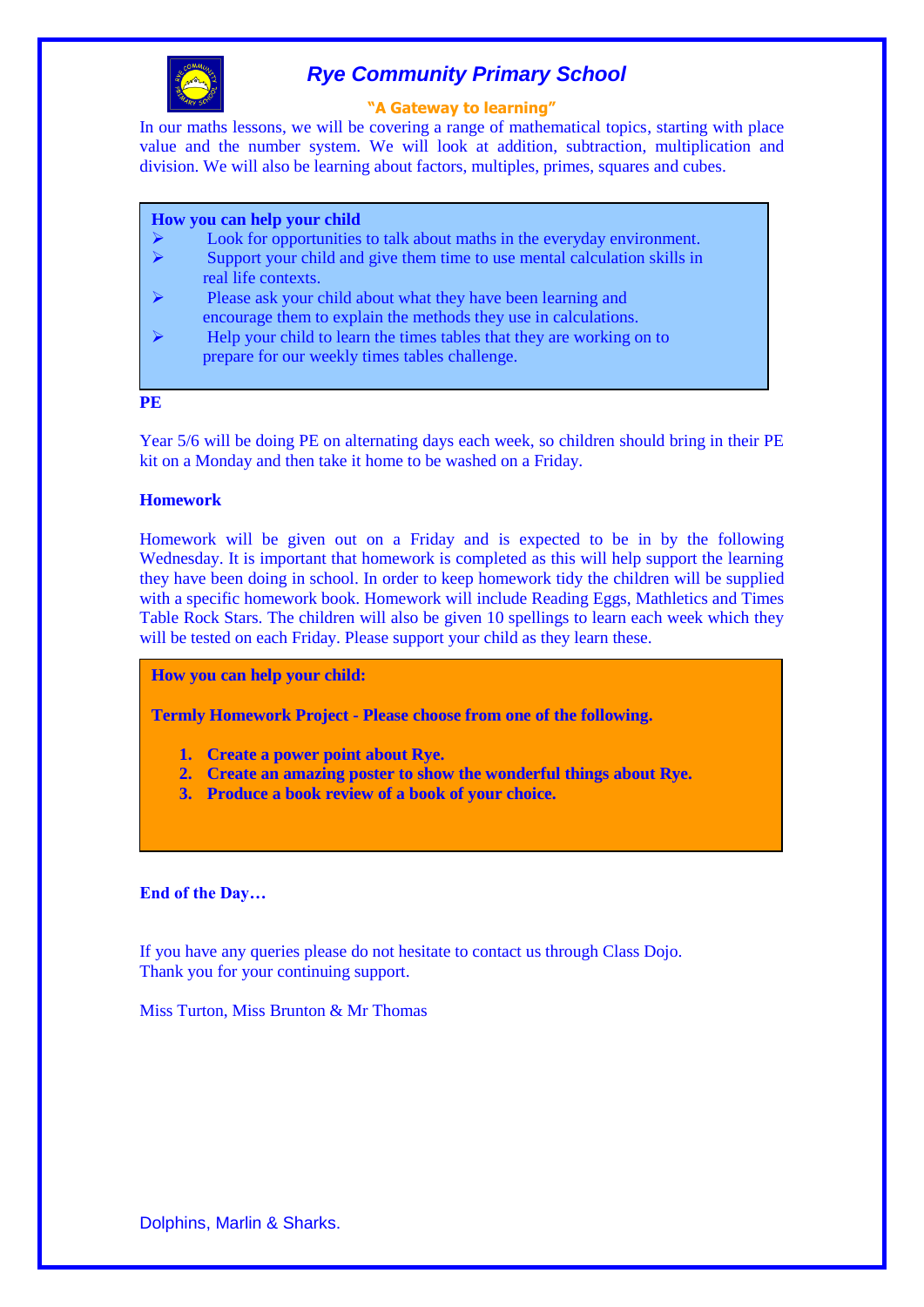# *Rye Community Primary School*

**"A Gateway to learning"**

In our maths lessons, we will be covering a range of mathematical topics, starting with place value and the number system. We will look at addition, subtraction, multiplication and division. We will also be learning about factors, multiples, primes, squares and cubes.

**How you can help your child**

- Look for opportunities to talk about maths in the everyday environment.
- Support your child and give them time to use mental calculation skills in real life contexts.
- Please ask your child about what they have been learning and encourage them to explain the methods they use in calculations.
- Help your child to learn the times tables that they are working on to prepare for our weekly times tables challenge.

**PE**

Year 5/6 will be doing PE on alternating days each week, so children should bring in their PE kit on a Monday and then take it home to be washed on a Friday.

**Homework**

Homework will be given out on a Friday and is expected to be in by the following Wednesday. It is important that homework is completed as this will help support the learning they have been doing in school. In order to keep homework tidy the children will be supplied with a specific homework book. Homework will include Reading Eggs, Mathletics and Times Table Rock Stars. The children will also be given 10 spellings to learn each week which they will be tested on each Friday. Please support your child as they learn these.

**How you can help your child:**

**Termly Homework Project - Please choose from one of the following.**

1. **Create a power point about Rye.**
2. **Create an amazing poster to show the wonderful things about Rye.**
3. **Produce a book review of a book of your choice.**

**End of the Day…**

If you have any queries please do not hesitate to contact us through Class Dojo.
Thank you for your continuing support.

Miss Turton, Miss Brunton & Mr Thomas

Dolphins, Marlin & Sharks.